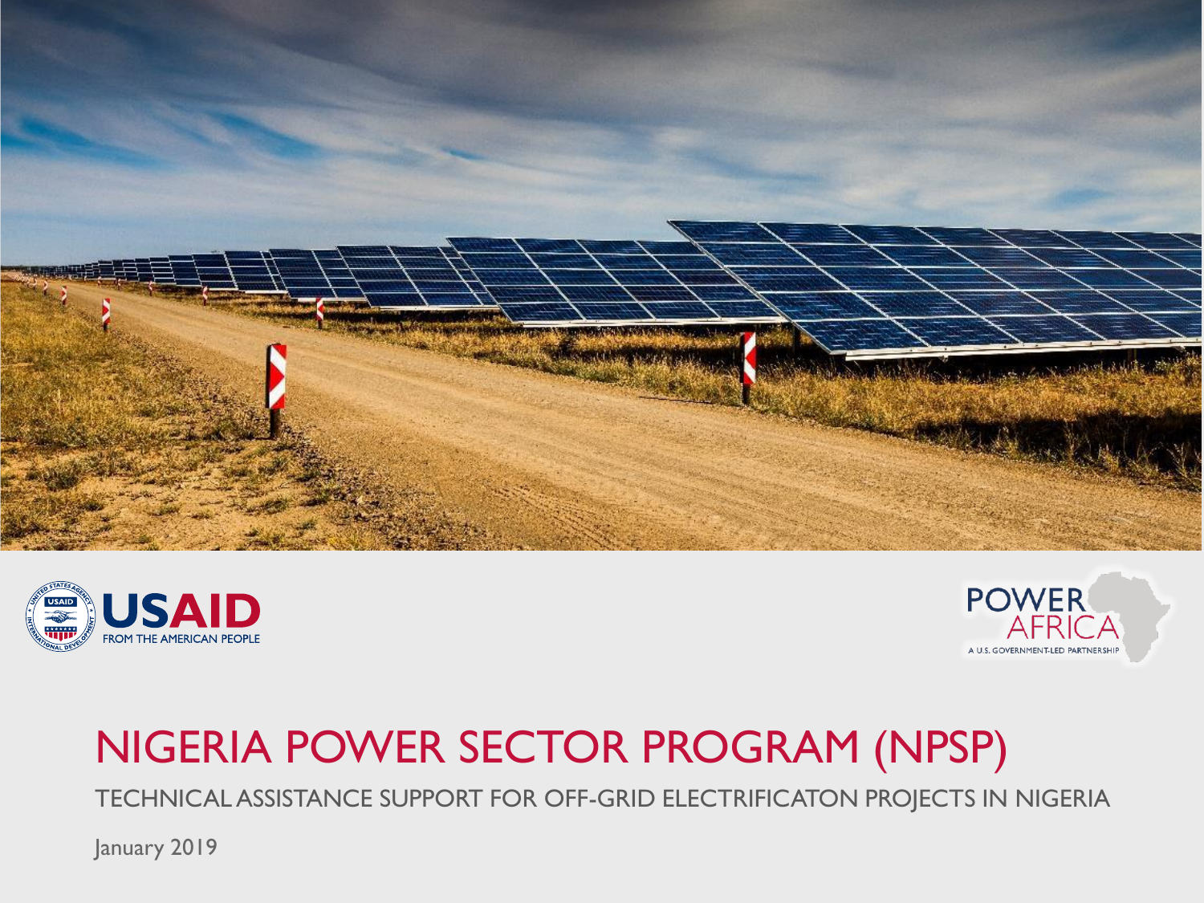# NIGERIA POWER SECTOR PROGRAM (NPSP)

TECHNICAL ASSISTANCE SUPPORT FOR OFF-GRID ELECTRIFICATON PROJECTS IN NIGERIA

January 2019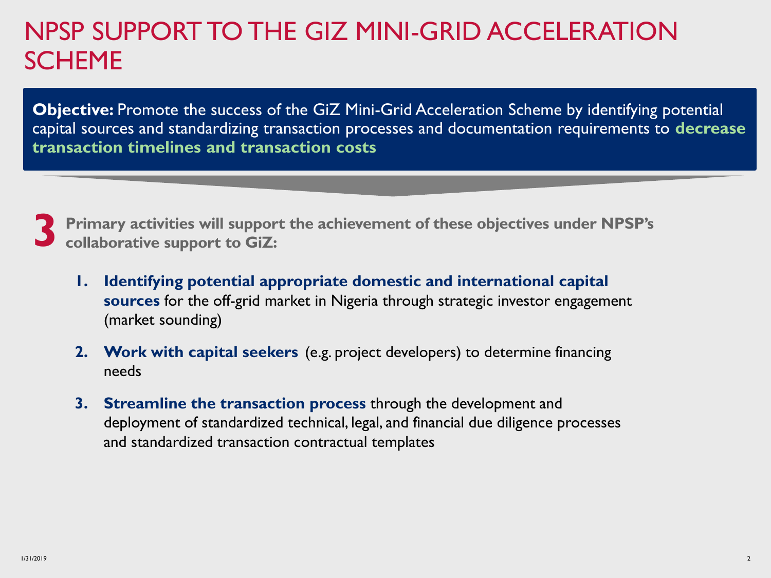# NPSP SUPPORT TO THE GIZ MINI-GRID ACCELERATION SCHEME

**Objective:** Promote the success of the GiZ Mini-Grid Acceleration Scheme by identifying potential capital sources and standardizing transaction processes and documentation requirements to **decrease transaction timelines and transaction costs**

**3** **Primary activities will support the achievement of these objectives under NPSP's collaborative support to GiZ:**

1. **Identifying potential appropriate domestic and international capital sources** for the off-grid market in Nigeria through strategic investor engagement (market sounding)
2. **Work with capital seekers** (e.g. project developers) to determine financing needs
3. **Streamline the transaction process** through the development and deployment of standardized technical, legal, and financial due diligence processes and standardized transaction contractual templates

1/31/2019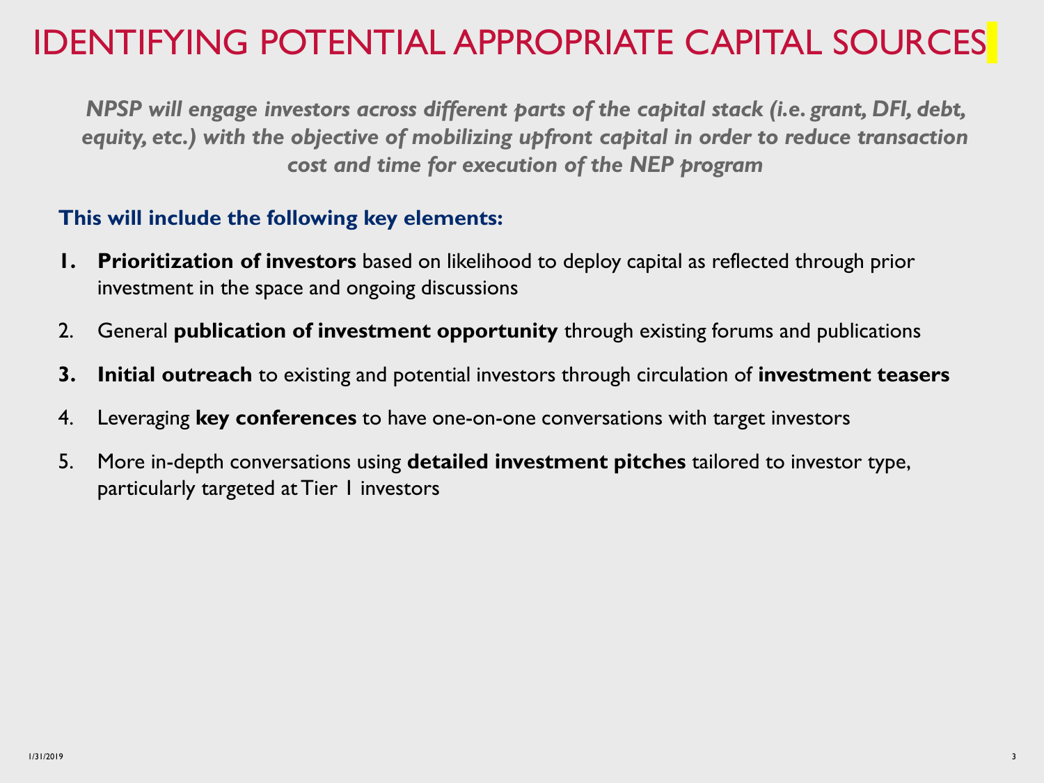# IDENTIFYING POTENTIAL APPROPRIATE CAPITAL SOURCES

***NPSP will engage investors across different parts of the capital stack (i.e. grant, DFI, debt, equity, etc.) with the objective of mobilizing upfront capital in order to reduce transaction cost and time for execution of the NEP program***

**This will include the following key elements:**

1. **Prioritization of investors** based on likelihood to deploy capital as reflected through prior investment in the space and ongoing discussions
2. General **publication of investment opportunity** through existing forums and publications
3. **Initial outreach** to existing and potential investors through circulation of **investment teasers**
4. Leveraging **key conferences** to have one-on-one conversations with target investors
5. More in-depth conversations using **detailed investment pitches** tailored to investor type, particularly targeted at Tier 1 investors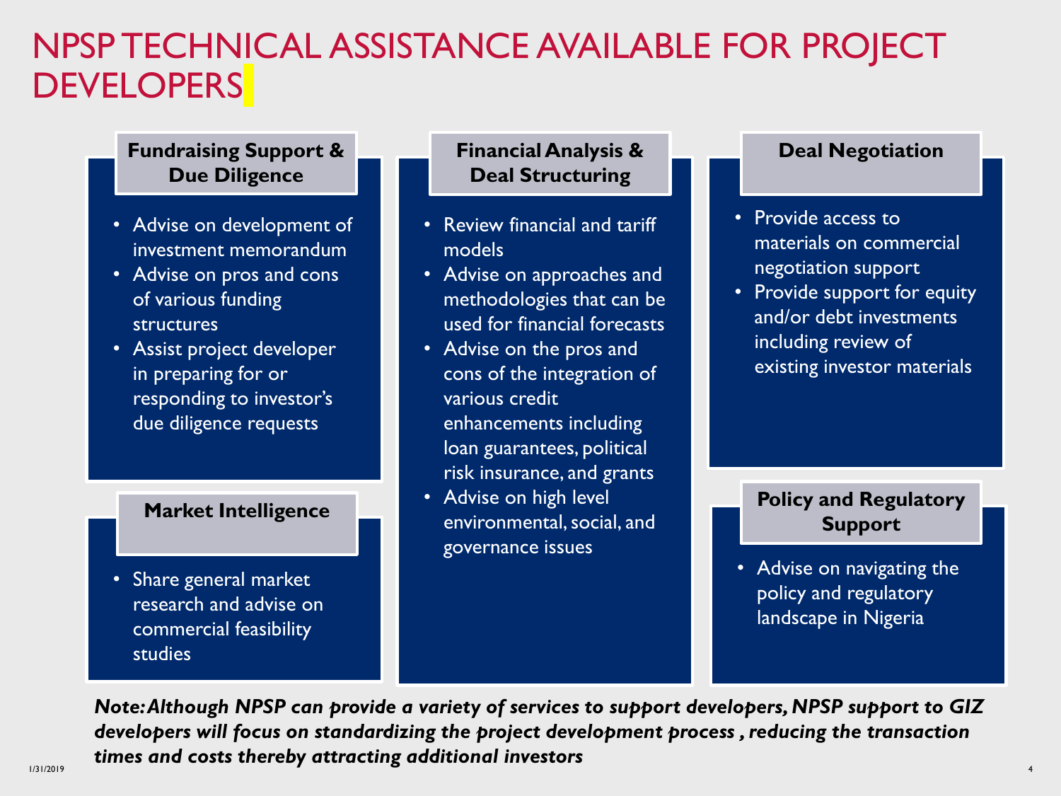# NPSP TECHNICAL ASSISTANCE AVAILABLE FOR PROJECT DEVELOPERS

### Fundraising Support & Due Diligence

- Advise on development of investment memorandum
- Advise on pros and cons of various funding structures
- Assist project developer in preparing for or responding to investor's due diligence requests

### Market Intelligence

- Share general market research and advise on commercial feasibility studies

### Financial Analysis & Deal Structuring

- Review financial and tariff models
- Advise on approaches and methodologies that can be used for financial forecasts
- Advise on the pros and cons of the integration of various credit enhancements including loan guarantees, political risk insurance, and grants
- Advise on high level environmental, social, and governance issues

### Deal Negotiation

- Provide access to materials on commercial negotiation support
- Provide support for equity and/or debt investments including review of existing investor materials

### Policy and Regulatory Support

- Advise on navigating the policy and regulatory landscape in Nigeria

***Note: Although NPSP can provide a variety of services to support developers, NPSP support to GIZ developers will focus on standardizing the project development process , reducing the transaction times and costs thereby attracting additional investors***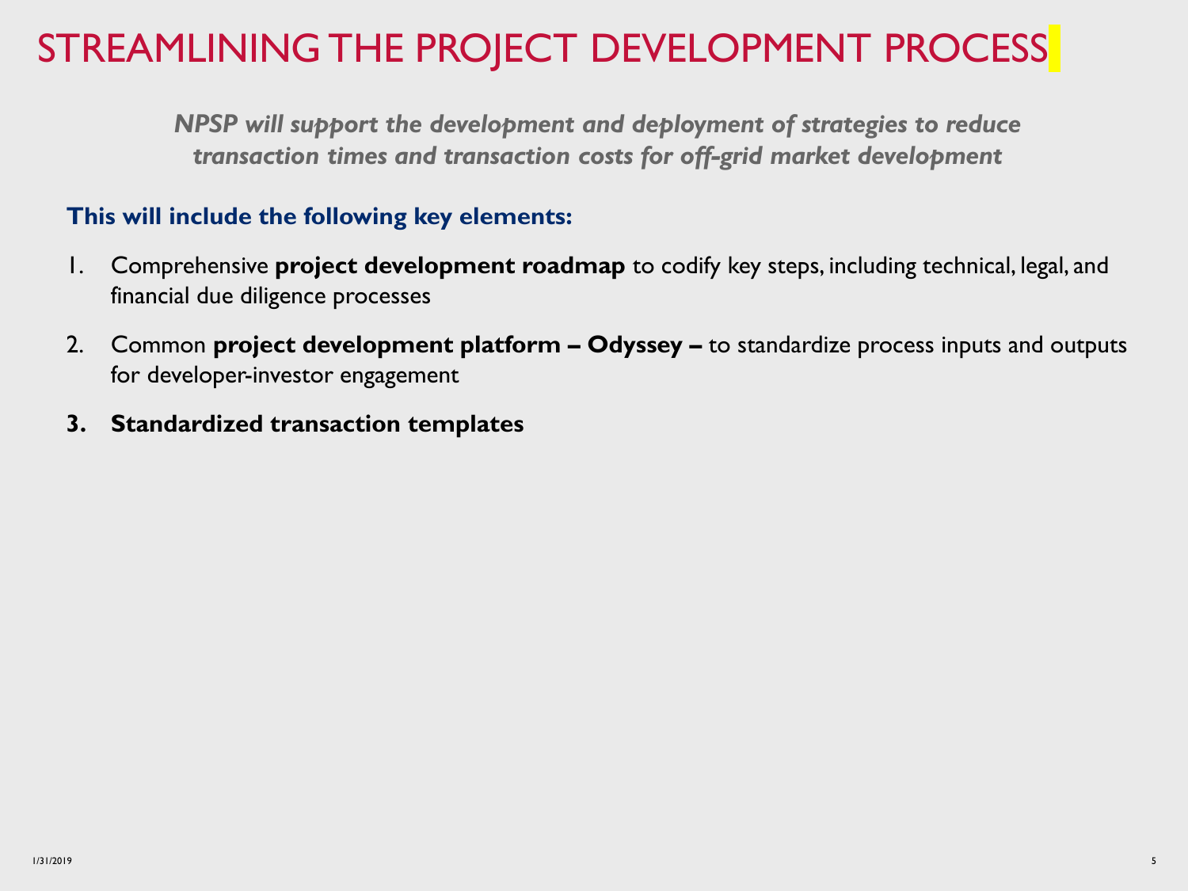# STREAMLINING THE PROJECT DEVELOPMENT PROCESS

***NPSP will support the development and deployment of strategies to reduce transaction times and transaction costs for off-grid market development***

**This will include the following key elements:**

1. Comprehensive **project development roadmap** to codify key steps, including technical, legal, and financial due diligence processes
2. Common **project development platform – Odyssey –** to standardize process inputs and outputs for developer-investor engagement
3. **Standardized transaction templates**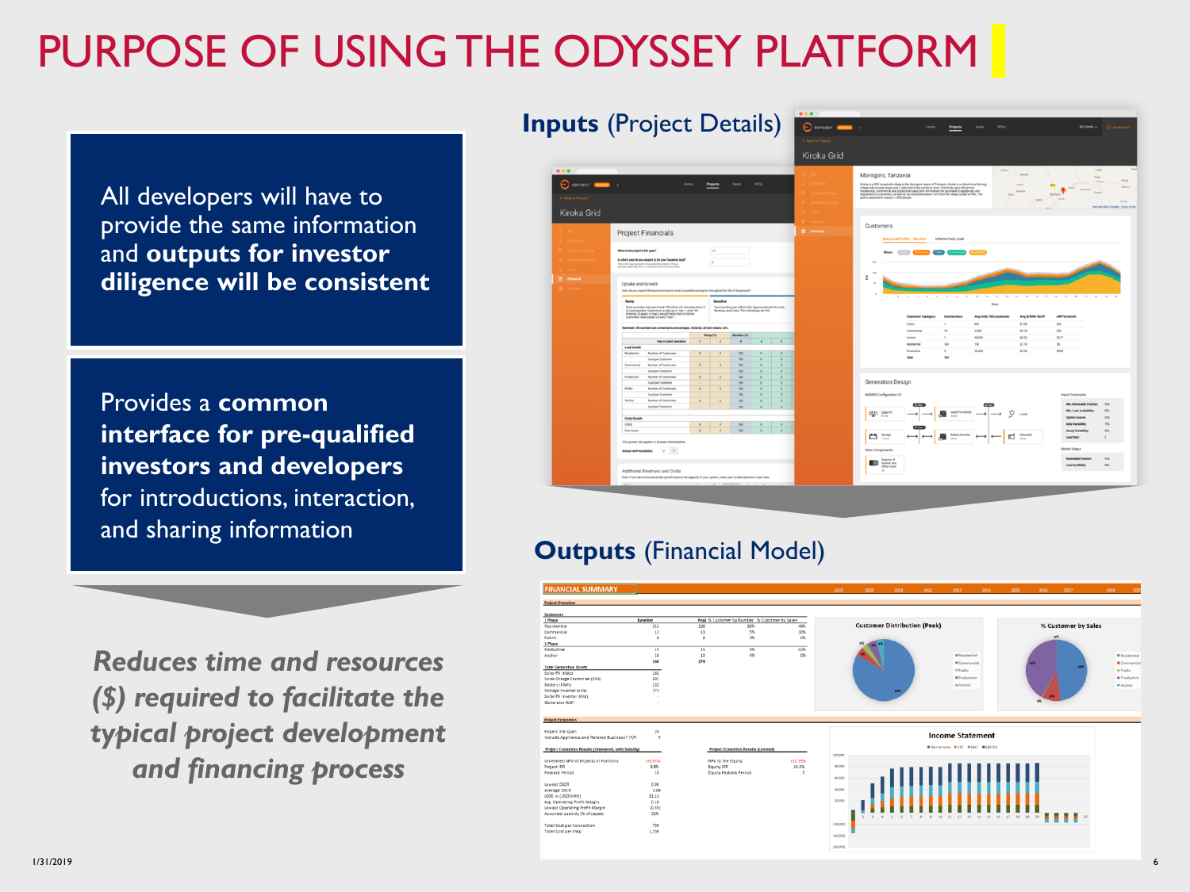# PURPOSE OF USING THE ODYSSEY PLATFORM

All developers will have to provide the same information and **outputs for investor diligence will be consistent**

Provides a **common interface for pre-qualified investors and developers** for introductions, interaction, and sharing information

***Reduces time and resources ($) required to facilitate the typical project development and financing process***

**Inputs** (Project Details)

**Outputs** (Financial Model)

1/31/2019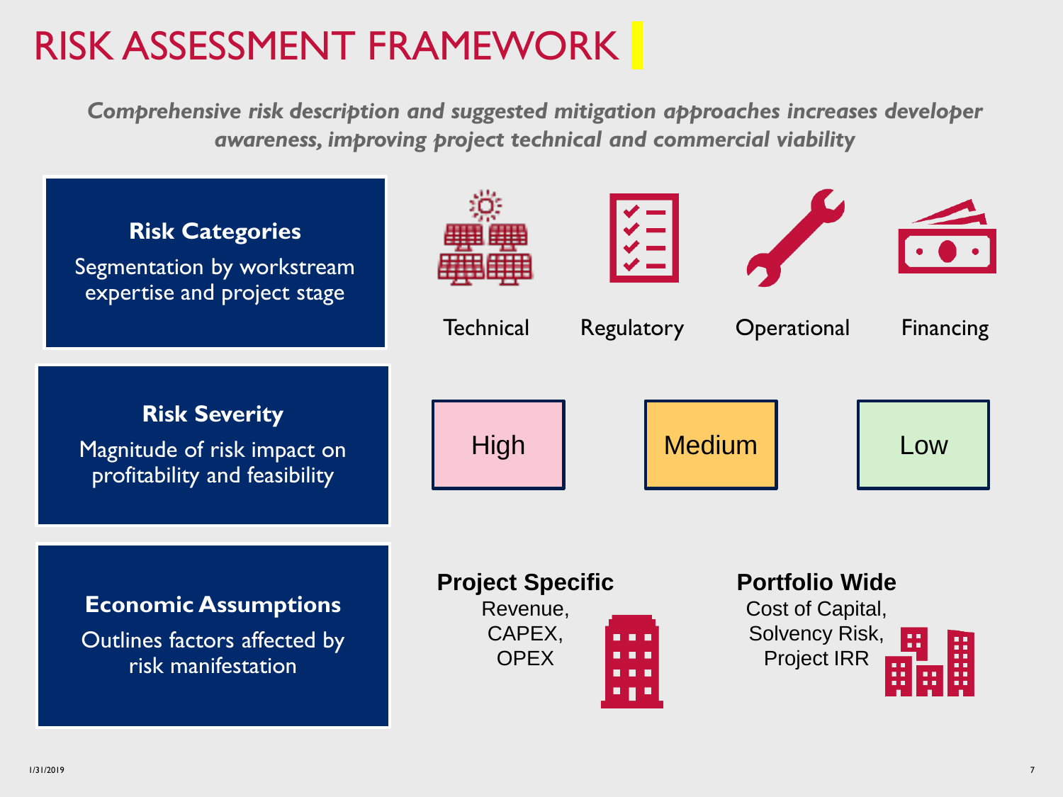# RISK ASSESSMENT FRAMEWORK

*Comprehensive risk description and suggested mitigation approaches increases developer awareness, improving project technical and commercial viability*

**Risk Categories**

Segmentation by workstream expertise and project stage

- Technical
- Regulatory
- Operational
- Financing

**Risk Severity**

Magnitude of risk impact on profitability and feasibility

- High
- Medium
- Low

**Economic Assumptions**

Outlines factors affected by risk manifestation

**Project Specific**
Revenue,
CAPEX,
OPEX

**Portfolio Wide**
Cost of Capital,
Solvency Risk,
Project IRR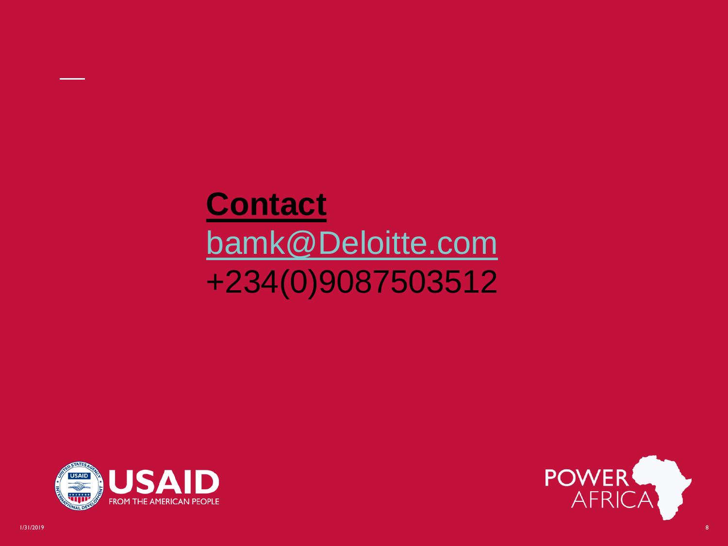**Contact**

bamk@Deloitte.com

+234(0)9087503512

USAID
FROM THE AMERICAN PEOPLE

POWER AFRICA